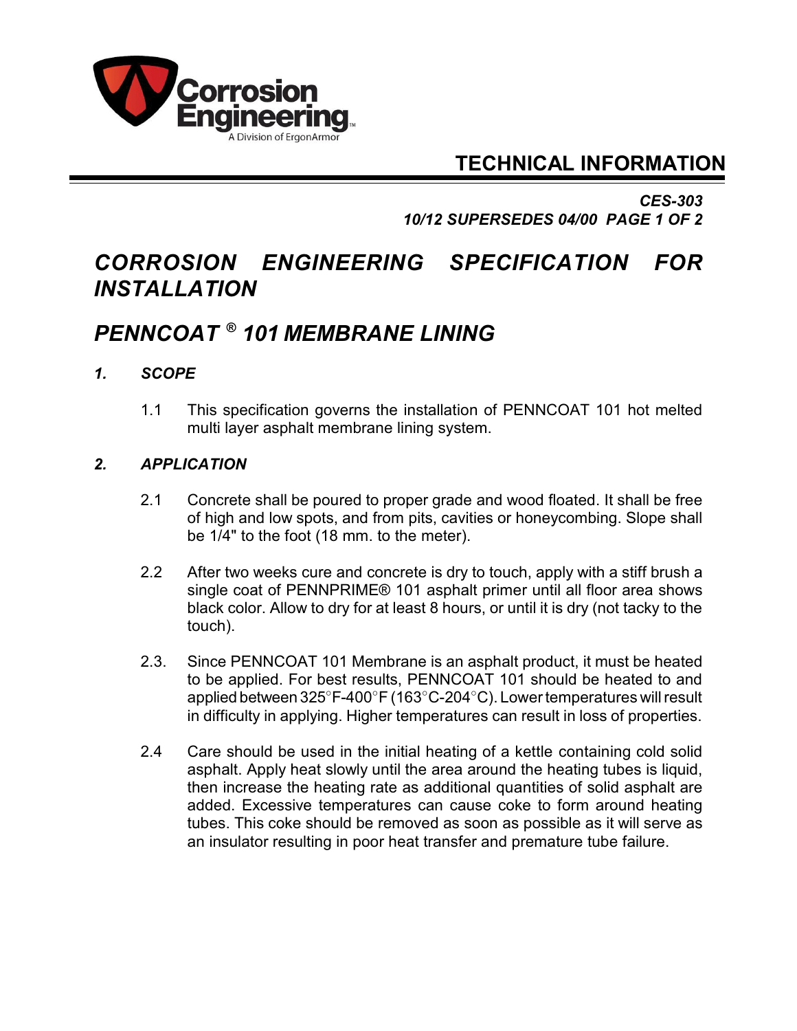Corrosion Engineering
A Division of ErgonArmor

# TECHNICAL INFORMATION

***CES-303***
***10/12 SUPERSEDES 04/00***

## *CORROSION ENGINEERING SPECIFICATION FOR INSTALLATION*

## *PENNCOAT ® 101 MEMBRANE LINING*

### *1. SCOPE*

1.1 This specification governs the installation of PENNCOAT 101 hot melted multi layer asphalt membrane lining system.

### *2. APPLICATION*

2.1 Concrete shall be poured to proper grade and wood floated. It shall be free of high and low spots, and from pits, cavities or honeycombing. Slope shall be 1/4" to the foot (18 mm. to the meter).

2.2 After two weeks cure and concrete is dry to touch, apply with a stiff brush a single coat of PENNPRIME® 101 asphalt primer until all floor area shows black color. Allow to dry for at least 8 hours, or until it is dry (not tacky to the touch).

2.3. Since PENNCOAT 101 Membrane is an asphalt product, it must be heated to be applied. For best results, PENNCOAT 101 should be heated to and applied between 325°F-400°F (163°C-204°C). Lower temperatures will result in difficulty in applying. Higher temperatures can result in loss of properties.

2.4 Care should be used in the initial heating of a kettle containing cold solid asphalt. Apply heat slowly until the area around the heating tubes is liquid, then increase the heating rate as additional quantities of solid asphalt are added. Excessive temperatures can cause coke to form around heating tubes. This coke should be removed as soon as possible as it will serve as an insulator resulting in poor heat transfer and premature tube failure.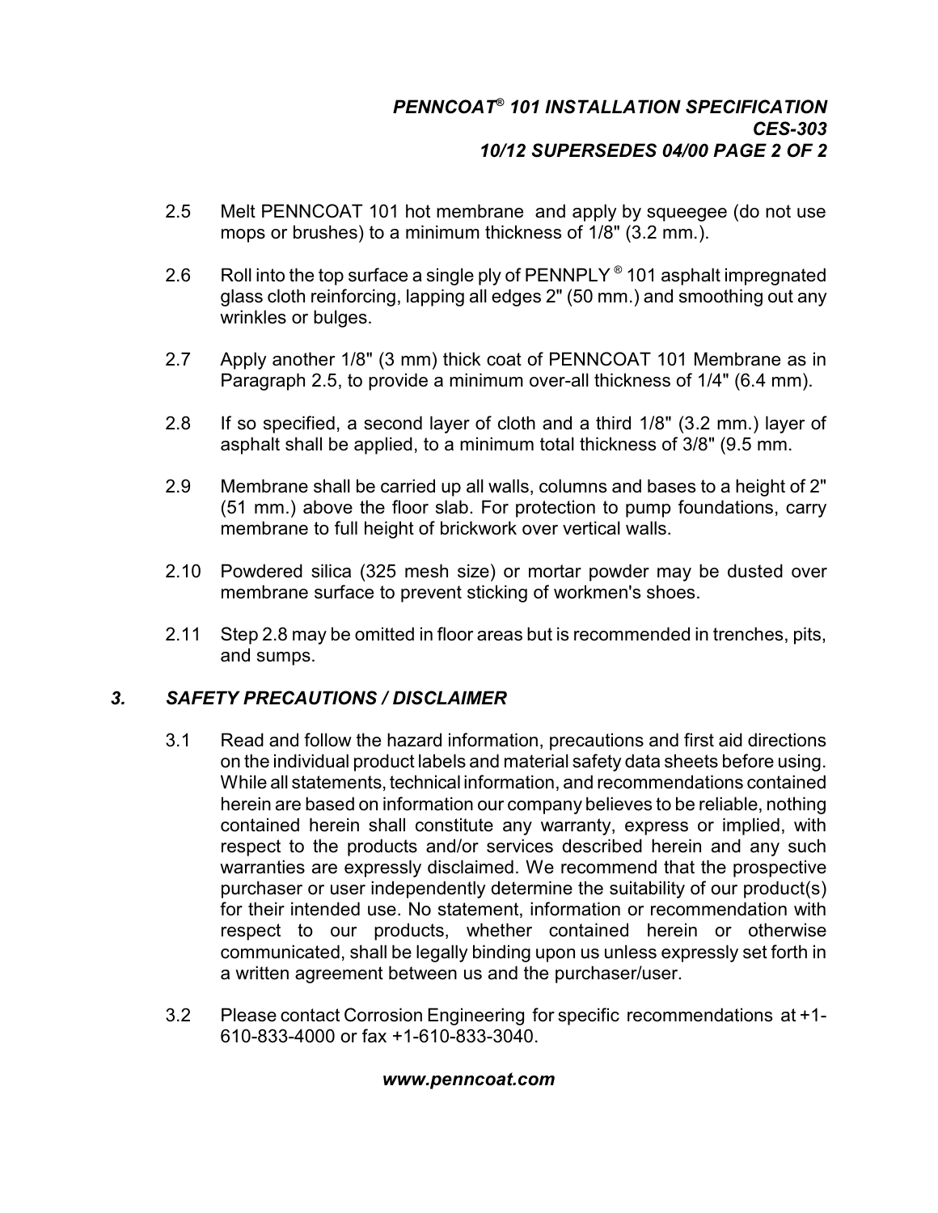2.5 Melt PENNCOAT 101 hot membrane and apply by squeegee (do not use mops or brushes) to a minimum thickness of 1/8" (3.2 mm.).

2.6 Roll into the top surface a single ply of PENNPLY® 101 asphalt impregnated glass cloth reinforcing, lapping all edges 2" (50 mm.) and smoothing out any wrinkles or bulges.

2.7 Apply another 1/8" (3 mm) thick coat of PENNCOAT 101 Membrane as in Paragraph 2.5, to provide a minimum over-all thickness of 1/4" (6.4 mm).

2.8 If so specified, a second layer of cloth and a third 1/8" (3.2 mm.) layer of asphalt shall be applied, to a minimum total thickness of 3/8" (9.5 mm.

2.9 Membrane shall be carried up all walls, columns and bases to a height of 2" (51 mm.) above the floor slab. For protection to pump foundations, carry membrane to full height of brickwork over vertical walls.

2.10 Powdered silica (325 mesh size) or mortar powder may be dusted over membrane surface to prevent sticking of workmen's shoes.

2.11 Step 2.8 may be omitted in floor areas but is recommended in trenches, pits, and sumps.

## *3. SAFETY PRECAUTIONS / DISCLAIMER*

3.1 Read and follow the hazard information, precautions and first aid directions on the individual product labels and material safety data sheets before using. While all statements, technical information, and recommendations contained herein are based on information our company believes to be reliable, nothing contained herein shall constitute any warranty, express or implied, with respect to the products and/or services described herein and any such warranties are expressly disclaimed. We recommend that the prospective purchaser or user independently determine the suitability of our product(s) for their intended use. No statement, information or recommendation with respect to our products, whether contained herein or otherwise communicated, shall be legally binding upon us unless expressly set forth in a written agreement between us and the purchaser/user.

3.2 Please contact Corrosion Engineering for specific recommendations at +1-610-833-4000 or fax +1-610-833-3040.

***www.penncoat.com***